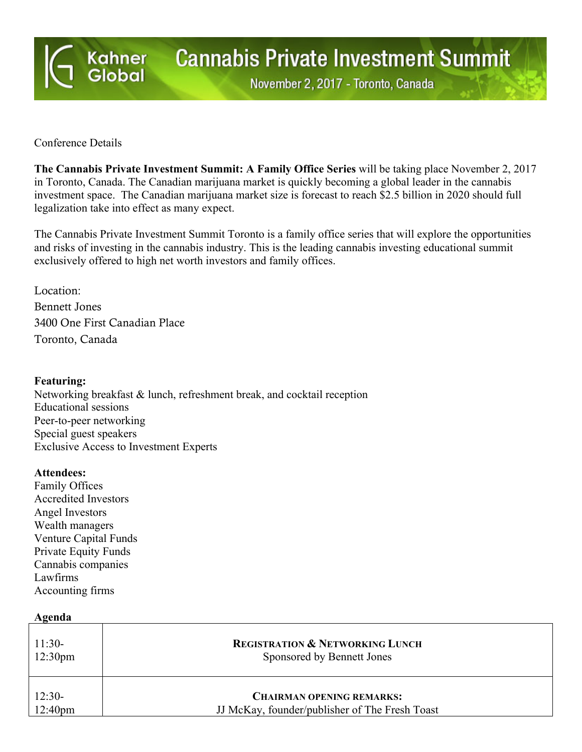# Kahner Global — Cannabis Private Investment Summit

November 2, 2017 - Toronto, Canada

Conference Details

**The Cannabis Private Investment Summit: A Family Office Series** will be taking place November 2, 2017 in Toronto, Canada. The Canadian marijuana market is quickly becoming a global leader in the cannabis investment space. The Canadian marijuana market size is forecast to reach $2.5 billion in 2020 should full legalization take into effect as many expect.

The Cannabis Private Investment Summit Toronto is a family office series that will explore the opportunities and risks of investing in the cannabis industry. This is the leading cannabis investing educational summit exclusively offered to high net worth investors and family offices.

Location:
Bennett Jones
3400 One First Canadian Place
Toronto, Canada

**Featuring:**
Networking breakfast & lunch, refreshment break, and cocktail reception
Educational sessions
Peer-to-peer networking
Special guest speakers
Exclusive Access to Investment Experts

**Attendees:**
Family Offices
Accredited Investors
Angel Investors
Wealth managers
Venture Capital Funds
Private Equity Funds
Cannabis companies
Lawfirms
Accounting firms

**Agenda**

| | |
|---|---|
| 11:30-12:30pm | **REGISTRATION & NETWORKING LUNCH**<br>Sponsored by Bennett Jones |
| 12:30-12:40pm | **CHAIRMAN OPENING REMARKS:**<br>JJ McKay, founder/publisher of The Fresh Toast |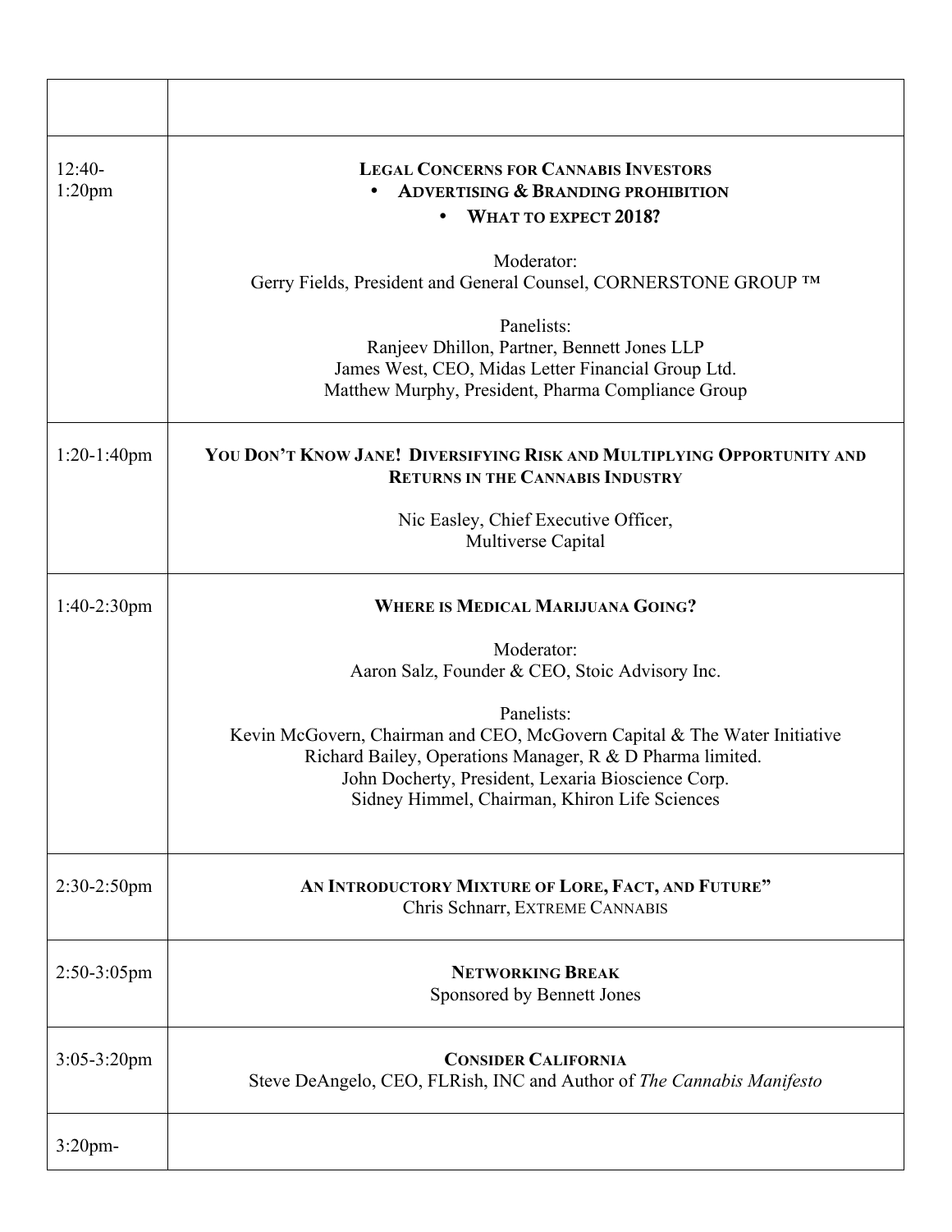| | |
|---|---|
| | |
| 12:40-1:20pm | **Legal Concerns for Cannabis Investors**<br>• **Advertising & Branding prohibition**<br>• **What to expect 2018?**<br><br>Moderator:<br>Gerry Fields, President and General Counsel, CORNERSTONE GROUP ™<br><br>Panelists:<br>Ranjeev Dhillon, Partner, Bennett Jones LLP<br>James West, CEO, Midas Letter Financial Group Ltd.<br>Matthew Murphy, President, Pharma Compliance Group |
| 1:20-1:40pm | **You Don't Know Jane! Diversifying Risk and Multiplying Opportunity and Returns in the Cannabis Industry**<br><br>Nic Easley, Chief Executive Officer,<br>Multiverse Capital |
| 1:40-2:30pm | **Where is Medical Marijuana Going?**<br><br>Moderator:<br>Aaron Salz, Founder & CEO, Stoic Advisory Inc.<br><br>Panelists:<br>Kevin McGovern, Chairman and CEO, McGovern Capital & The Water Initiative<br>Richard Bailey, Operations Manager, R & D Pharma limited.<br>John Docherty, President, Lexaria Bioscience Corp.<br>Sidney Himmel, Chairman, Khiron Life Sciences |
| 2:30-2:50pm | **An Introductory Mixture of Lore, Fact, and Future"**<br>Chris Schnarr, Extreme Cannabis |
| 2:50-3:05pm | **Networking Break**<br>Sponsored by Bennett Jones |
| 3:05-3:20pm | **Consider California**<br>Steve DeAngelo, CEO, FLRish, INC and Author of *The Cannabis Manifesto* |
| 3:20pm- | |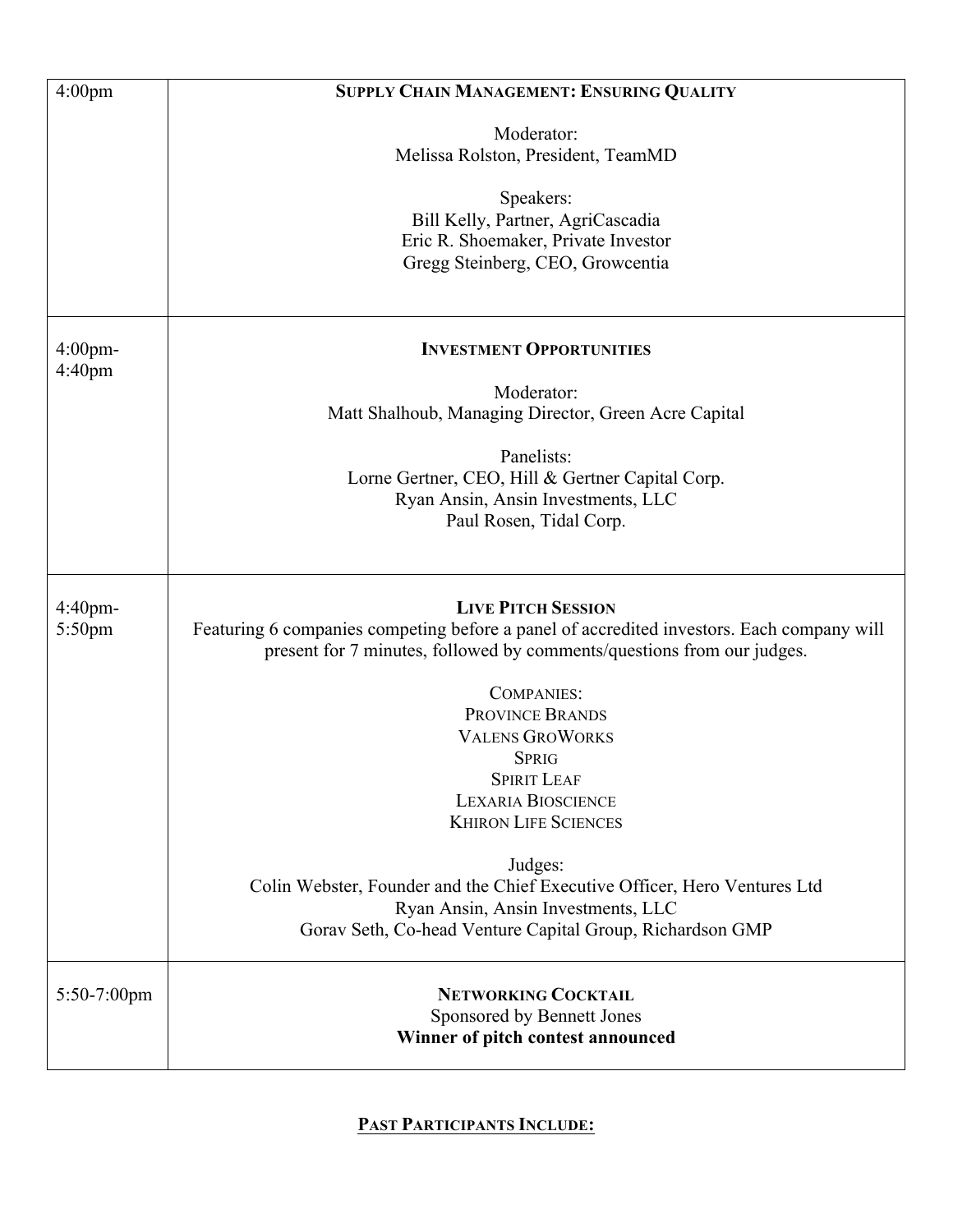| | |
|---|---|
| 4:00pm | **SUPPLY CHAIN MANAGEMENT: ENSURING QUALITY**<br><br>Moderator:<br>Melissa Rolston, President, TeamMD<br><br>Speakers:<br>Bill Kelly, Partner, AgriCascadia<br>Eric R. Shoemaker, Private Investor<br>Gregg Steinberg, CEO, Growcentia |
| 4:00pm-4:40pm | **INVESTMENT OPPORTUNITIES**<br><br>Moderator:<br>Matt Shalhoub, Managing Director, Green Acre Capital<br><br>Panelists:<br>Lorne Gertner, CEO, Hill & Gertner Capital Corp.<br>Ryan Ansin, Ansin Investments, LLC<br>Paul Rosen, Tidal Corp. |
| 4:40pm-5:50pm | **LIVE PITCH SESSION**<br>Featuring 6 companies competing before a panel of accredited investors. Each company will present for 7 minutes, followed by comments/questions from our judges.<br><br>COMPANIES:<br>PROVINCE BRANDS<br>VALENS GROWORKS<br>SPRIG<br>SPIRIT LEAF<br>LEXARIA BIOSCIENCE<br>KHIRON LIFE SCIENCES<br><br>Judges:<br>Colin Webster, Founder and the Chief Executive Officer, Hero Ventures Ltd<br>Ryan Ansin, Ansin Investments, LLC<br>Gorav Seth, Co-head Venture Capital Group, Richardson GMP |
| 5:50-7:00pm | **NETWORKING COCKTAIL**<br>Sponsored by Bennett Jones<br>**Winner of pitch contest announced** |

## PAST PARTICIPANTS INCLUDE: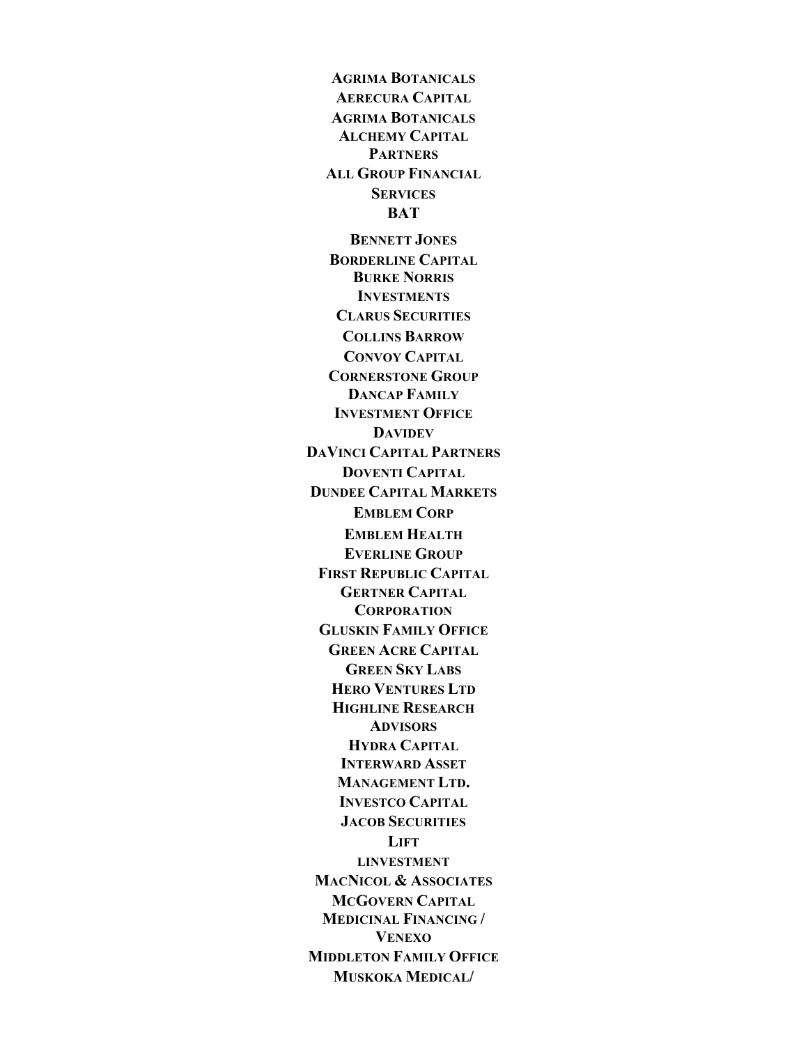**AGRIMA BOTANICALS**

**AERECURA CAPITAL**

**AGRIMA BOTANICALS**

**ALCHEMY CAPITAL PARTNERS**

**ALL GROUP FINANCIAL SERVICES**

**BAT**

**BENNETT JONES**

**BORDERLINE CAPITAL**

**BURKE NORRIS INVESTMENTS**

**CLARUS SECURITIES**

**COLLINS BARROW**

**CONVOY CAPITAL**

**CORNERSTONE GROUP**

**DANCAP FAMILY INVESTMENT OFFICE**

**DAVIDEV**

**DAVINCI CAPITAL PARTNERS**

**DOVENTI CAPITAL**

**DUNDEE CAPITAL MARKETS**

**EMBLEM CORP**

**EMBLEM HEALTH**

**EVERLINE GROUP**

**FIRST REPUBLIC CAPITAL**

**GERTNER CAPITAL CORPORATION**

**GLUSKIN FAMILY OFFICE**

**GREEN ACRE CAPITAL**

**GREEN SKY LABS**

**HERO VENTURES LTD**

**HIGHLINE RESEARCH ADVISORS**

**HYDRA CAPITAL**

**INTERWARD ASSET MANAGEMENT LTD.**

**INVESTCO CAPITAL**

**JACOB SECURITIES**

**LIFT**

**LINVESTMENT**

**MACNICOL & ASSOCIATES**

**MCGOVERN CAPITAL**

**MEDICINAL FINANCING / VENEXO**

**MIDDLETON FAMILY OFFICE**

**MUSKOKA MEDICAL/**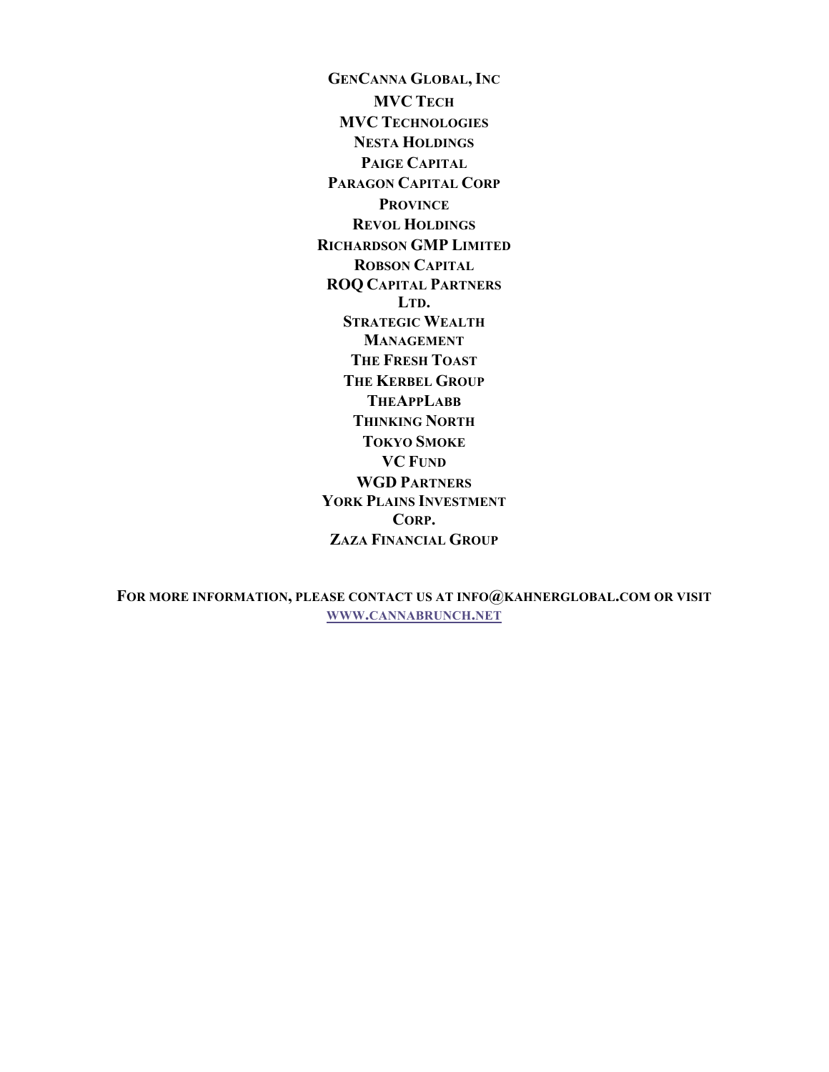**GenCanna Global, Inc**
**MVC Tech**
**MVC Technologies**
**Nesta Holdings**
**Paige Capital**
**Paragon Capital Corp**
**Province**
**Revol Holdings**
**Richardson GMP Limited**
**Robson Capital**
**ROQ Capital Partners Ltd.**
**Strategic Wealth Management**
**The Fresh Toast**
**The Kerbel Group**
**TheAppLabb**
**Thinking North**
**Tokyo Smoke**
**VC Fund**
**WGD Partners**
**York Plains Investment Corp.**
**Zaza Financial Group**

**For more information, please contact us at info@kahnerglobal.com or visit www.cannabrunch.net**